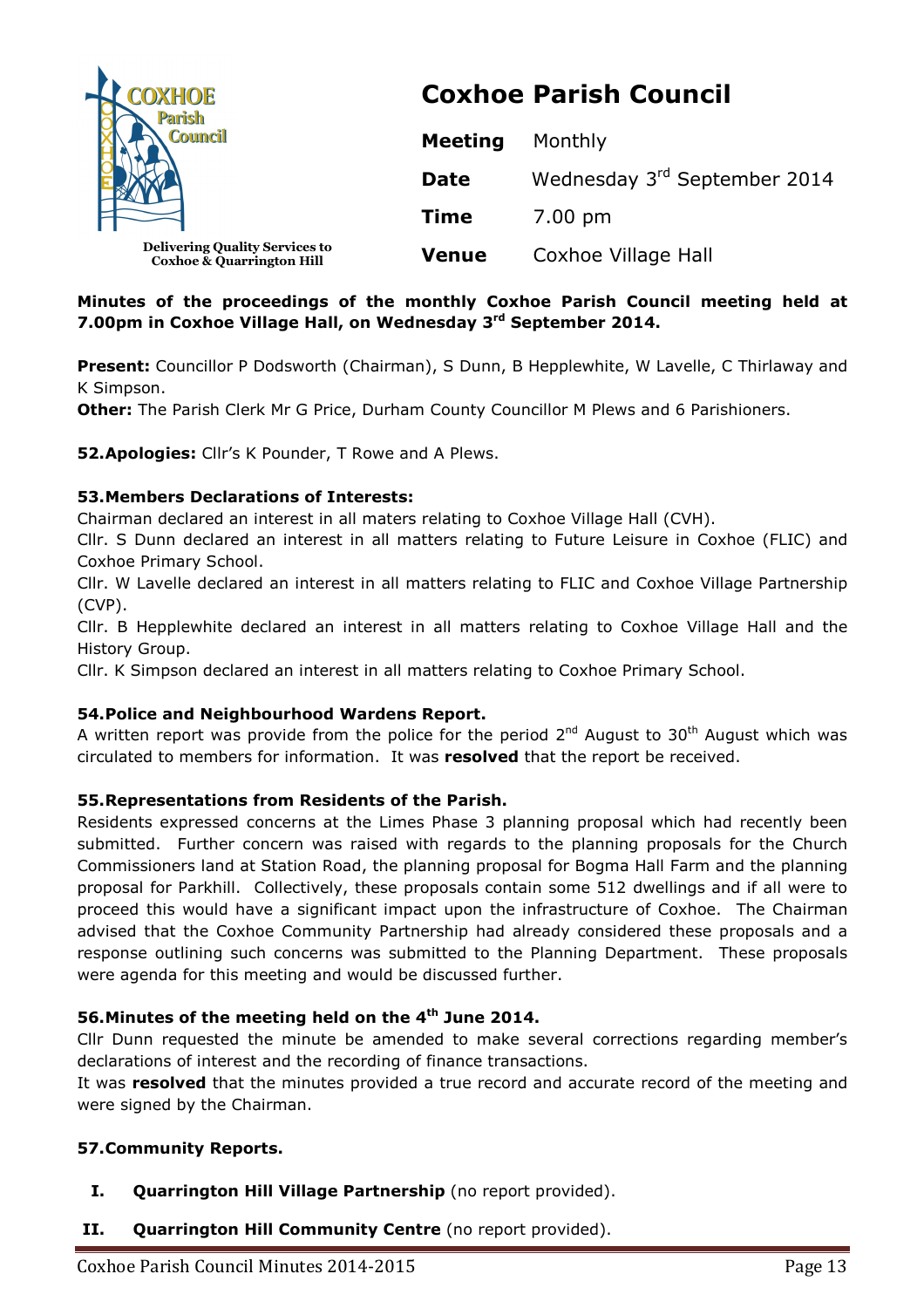COXHOE Parish Council

Delivering Quality Services to Coxhoe & Quarrington Hill

# Coxhoe Parish Council

| | |
|---|---|
| **Meeting** | Monthly |
| **Date** | Wednesday 3rd September 2014 |
| **Time** | 7.00 pm |
| **Venue** | Coxhoe Village Hall |

**Minutes of the proceedings of the monthly Coxhoe Parish Council meeting held at 7.00pm in Coxhoe Village Hall, on Wednesday 3rd September 2014.**

**Present:** Councillor P Dodsworth (Chairman), S Dunn, B Hepplewhite, W Lavelle, C Thirlaway and K Simpson.
**Other:** The Parish Clerk Mr G Price, Durham County Councillor M Plews and 6 Parishioners.

**52.Apologies:** Cllr's K Pounder, T Rowe and A Plews.

**53.Members Declarations of Interests:**
Chairman declared an interest in all maters relating to Coxhoe Village Hall (CVH).
Cllr. S Dunn declared an interest in all matters relating to Future Leisure in Coxhoe (FLIC) and Coxhoe Primary School.
Cllr. W Lavelle declared an interest in all matters relating to FLIC and Coxhoe Village Partnership (CVP).
Cllr. B Hepplewhite declared an interest in all matters relating to Coxhoe Village Hall and the History Group.
Cllr. K Simpson declared an interest in all matters relating to Coxhoe Primary School.

**54.Police and Neighbourhood Wardens Report.**
A written report was provide from the police for the period 2nd August to 30th August which was circulated to members for information. It was **resolved** that the report be received.

**55.Representations from Residents of the Parish.**
Residents expressed concerns at the Limes Phase 3 planning proposal which had recently been submitted. Further concern was raised with regards to the planning proposals for the Church Commissioners land at Station Road, the planning proposal for Bogma Hall Farm and the planning proposal for Parkhill. Collectively, these proposals contain some 512 dwellings and if all were to proceed this would have a significant impact upon the infrastructure of Coxhoe. The Chairman advised that the Coxhoe Community Partnership had already considered these proposals and a response outlining such concerns was submitted to the Planning Department. These proposals were agenda for this meeting and would be discussed further.

**56.Minutes of the meeting held on the 4th June 2014.**
Cllr Dunn requested the minute be amended to make several corrections regarding member's declarations of interest and the recording of finance transactions.
It was **resolved** that the minutes provided a true record and accurate record of the meeting and were signed by the Chairman.

**57.Community Reports.**

I. **Quarrington Hill Village Partnership** (no report provided).

II. **Quarrington Hill Community Centre** (no report provided).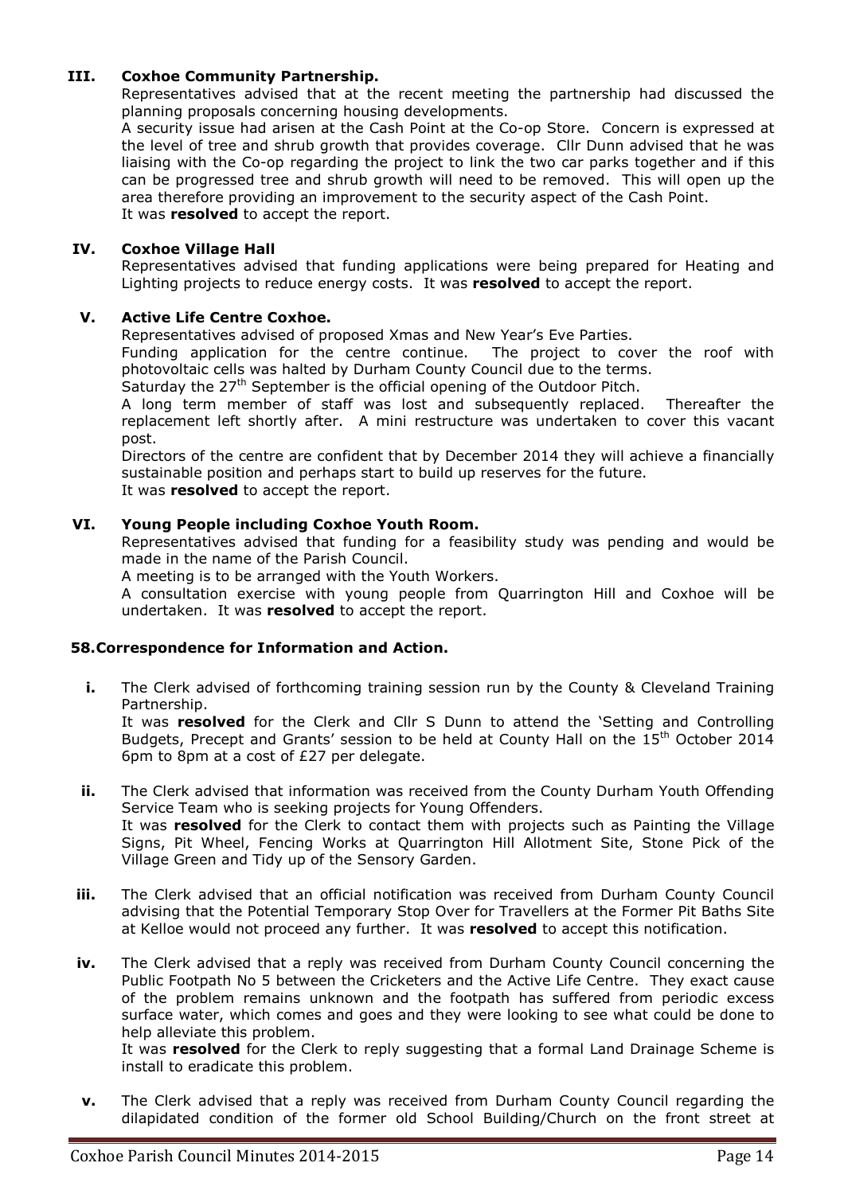**III. Coxhoe Community Partnership.**

Representatives advised that at the recent meeting the partnership had discussed the planning proposals concerning housing developments.

A security issue had arisen at the Cash Point at the Co-op Store. Concern is expressed at the level of tree and shrub growth that provides coverage. Cllr Dunn advised that he was liaising with the Co-op regarding the project to link the two car parks together and if this can be progressed tree and shrub growth will need to be removed. This will open up the area therefore providing an improvement to the security aspect of the Cash Point.

It was **resolved** to accept the report.

**IV. Coxhoe Village Hall**

Representatives advised that funding applications were being prepared for Heating and Lighting projects to reduce energy costs. It was **resolved** to accept the report.

**V. Active Life Centre Coxhoe.**

Representatives advised of proposed Xmas and New Year's Eve Parties.

Funding application for the centre continue. The project to cover the roof with photovoltaic cells was halted by Durham County Council due to the terms.

Saturday the 27th September is the official opening of the Outdoor Pitch.

A long term member of staff was lost and subsequently replaced. Thereafter the replacement left shortly after. A mini restructure was undertaken to cover this vacant post.

Directors of the centre are confident that by December 2014 they will achieve a financially sustainable position and perhaps start to build up reserves for the future.

It was **resolved** to accept the report.

**VI. Young People including Coxhoe Youth Room.**

Representatives advised that funding for a feasibility study was pending and would be made in the name of the Parish Council.

A meeting is to be arranged with the Youth Workers.

A consultation exercise with young people from Quarrington Hill and Coxhoe will be undertaken. It was **resolved** to accept the report.

**58. Correspondence for Information and Action.**

**i.** The Clerk advised of forthcoming training session run by the County & Cleveland Training Partnership.

It was **resolved** for the Clerk and Cllr S Dunn to attend the 'Setting and Controlling Budgets, Precept and Grants' session to be held at County Hall on the 15th October 2014 6pm to 8pm at a cost of £27 per delegate.

**ii.** The Clerk advised that information was received from the County Durham Youth Offending Service Team who is seeking projects for Young Offenders.

It was **resolved** for the Clerk to contact them with projects such as Painting the Village Signs, Pit Wheel, Fencing Works at Quarrington Hill Allotment Site, Stone Pick of the Village Green and Tidy up of the Sensory Garden.

**iii.** The Clerk advised that an official notification was received from Durham County Council advising that the Potential Temporary Stop Over for Travellers at the Former Pit Baths Site at Kelloe would not proceed any further. It was **resolved** to accept this notification.

**iv.** The Clerk advised that a reply was received from Durham County Council concerning the Public Footpath No 5 between the Cricketers and the Active Life Centre. They exact cause of the problem remains unknown and the footpath has suffered from periodic excess surface water, which comes and goes and they were looking to see what could be done to help alleviate this problem.

It was **resolved** for the Clerk to reply suggesting that a formal Land Drainage Scheme is install to eradicate this problem.

**v.** The Clerk advised that a reply was received from Durham County Council regarding the dilapidated condition of the former old School Building/Church on the front street at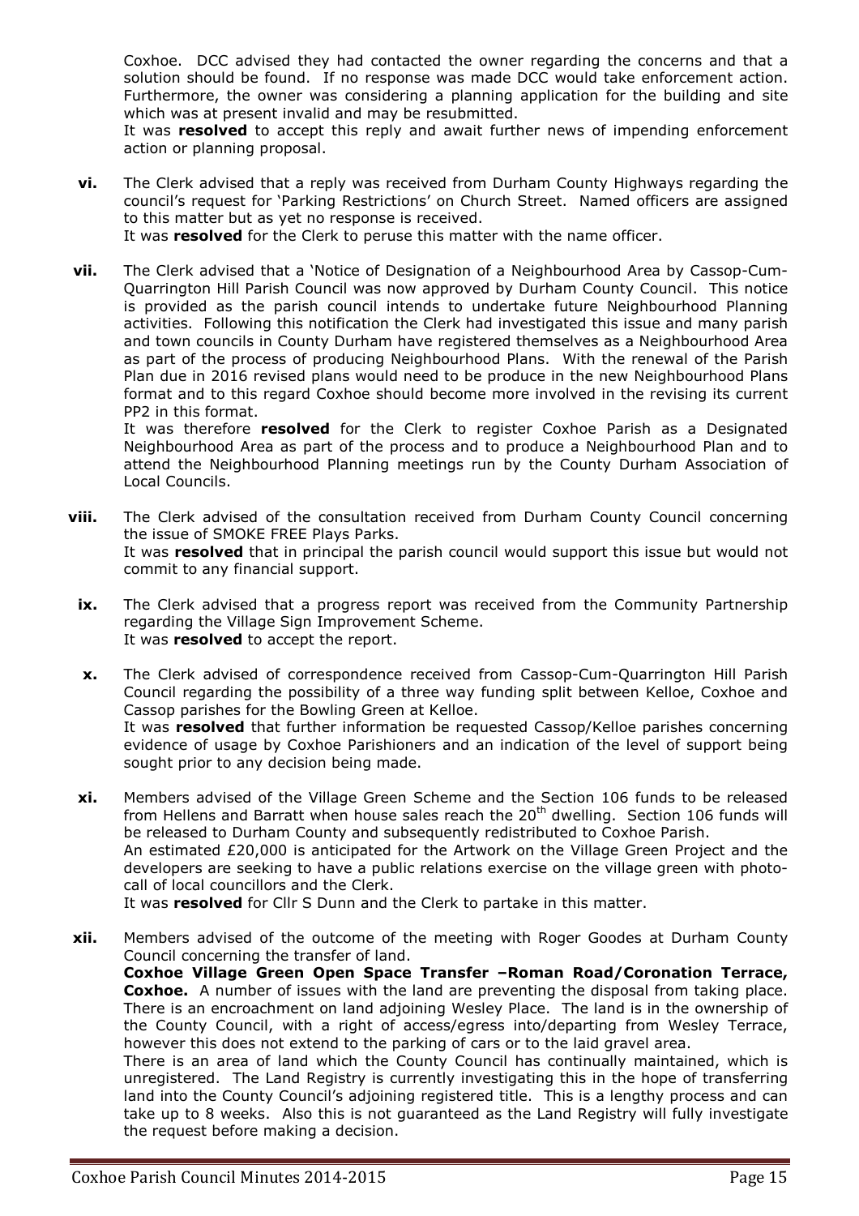Coxhoe. DCC advised they had contacted the owner regarding the concerns and that a solution should be found. If no response was made DCC would take enforcement action. Furthermore, the owner was considering a planning application for the building and site which was at present invalid and may be resubmitted.

It was **resolved** to accept this reply and await further news of impending enforcement action or planning proposal.

**vi.** The Clerk advised that a reply was received from Durham County Highways regarding the council's request for 'Parking Restrictions' on Church Street. Named officers are assigned to this matter but as yet no response is received.
It was **resolved** for the Clerk to peruse this matter with the name officer.

**vii.** The Clerk advised that a 'Notice of Designation of a Neighbourhood Area by Cassop-Cum-Quarrington Hill Parish Council was now approved by Durham County Council. This notice is provided as the parish council intends to undertake future Neighbourhood Planning activities. Following this notification the Clerk had investigated this issue and many parish and town councils in County Durham have registered themselves as a Neighbourhood Area as part of the process of producing Neighbourhood Plans. With the renewal of the Parish Plan due in 2016 revised plans would need to be produce in the new Neighbourhood Plans format and to this regard Coxhoe should become more involved in the revising its current PP2 in this format.
It was therefore **resolved** for the Clerk to register Coxhoe Parish as a Designated Neighbourhood Area as part of the process and to produce a Neighbourhood Plan and to attend the Neighbourhood Planning meetings run by the County Durham Association of Local Councils.

**viii.** The Clerk advised of the consultation received from Durham County Council concerning the issue of SMOKE FREE Plays Parks.
It was **resolved** that in principal the parish council would support this issue but would not commit to any financial support.

**ix.** The Clerk advised that a progress report was received from the Community Partnership regarding the Village Sign Improvement Scheme.
It was **resolved** to accept the report.

**x.** The Clerk advised of correspondence received from Cassop-Cum-Quarrington Hill Parish Council regarding the possibility of a three way funding split between Kelloe, Coxhoe and Cassop parishes for the Bowling Green at Kelloe.
It was **resolved** that further information be requested Cassop/Kelloe parishes concerning evidence of usage by Coxhoe Parishioners and an indication of the level of support being sought prior to any decision being made.

**xi.** Members advised of the Village Green Scheme and the Section 106 funds to be released from Hellens and Barratt when house sales reach the 20th dwelling. Section 106 funds will be released to Durham County and subsequently redistributed to Coxhoe Parish.
An estimated £20,000 is anticipated for the Artwork on the Village Green Project and the developers are seeking to have a public relations exercise on the village green with photo-call of local councillors and the Clerk.
It was **resolved** for Cllr S Dunn and the Clerk to partake in this matter.

**xii.** Members advised of the outcome of the meeting with Roger Goodes at Durham County Council concerning the transfer of land.
**Coxhoe Village Green Open Space Transfer –Roman Road/Coronation Terrace, Coxhoe.** A number of issues with the land are preventing the disposal from taking place. There is an encroachment on land adjoining Wesley Place. The land is in the ownership of the County Council, with a right of access/egress into/departing from Wesley Terrace, however this does not extend to the parking of cars or to the laid gravel area.
There is an area of land which the County Council has continually maintained, which is unregistered. The Land Registry is currently investigating this in the hope of transferring land into the County Council's adjoining registered title. This is a lengthy process and can take up to 8 weeks. Also this is not guaranteed as the Land Registry will fully investigate the request before making a decision.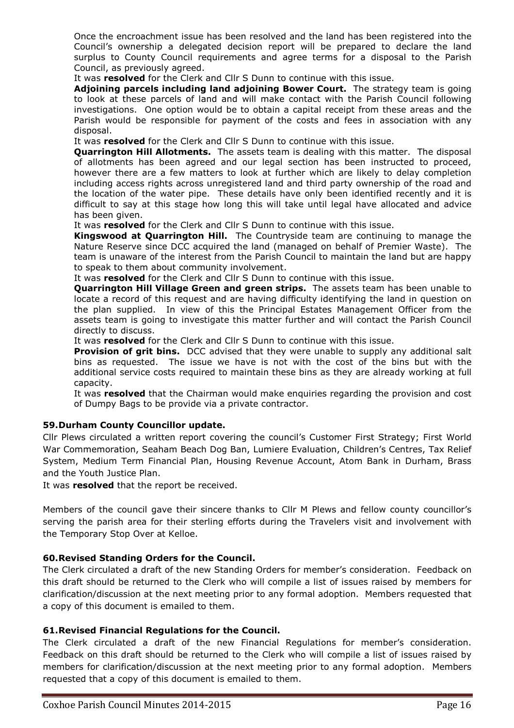Once the encroachment issue has been resolved and the land has been registered into the Council's ownership a delegated decision report will be prepared to declare the land surplus to County Council requirements and agree terms for a disposal to the Parish Council, as previously agreed.

It was **resolved** for the Clerk and Cllr S Dunn to continue with this issue.

**Adjoining parcels including land adjoining Bower Court.** The strategy team is going to look at these parcels of land and will make contact with the Parish Council following investigations. One option would be to obtain a capital receipt from these areas and the Parish would be responsible for payment of the costs and fees in association with any disposal.

It was **resolved** for the Clerk and Cllr S Dunn to continue with this issue.

**Quarrington Hill Allotments.** The assets team is dealing with this matter. The disposal of allotments has been agreed and our legal section has been instructed to proceed, however there are a few matters to look at further which are likely to delay completion including access rights across unregistered land and third party ownership of the road and the location of the water pipe. These details have only been identified recently and it is difficult to say at this stage how long this will take until legal have allocated and advice has been given.

It was **resolved** for the Clerk and Cllr S Dunn to continue with this issue.

**Kingswood at Quarrington Hill.** The Countryside team are continuing to manage the Nature Reserve since DCC acquired the land (managed on behalf of Premier Waste). The team is unaware of the interest from the Parish Council to maintain the land but are happy to speak to them about community involvement.

It was **resolved** for the Clerk and Cllr S Dunn to continue with this issue.

**Quarrington Hill Village Green and green strips.** The assets team has been unable to locate a record of this request and are having difficulty identifying the land in question on the plan supplied. In view of this the Principal Estates Management Officer from the assets team is going to investigate this matter further and will contact the Parish Council directly to discuss.

It was **resolved** for the Clerk and Cllr S Dunn to continue with this issue.

**Provision of grit bins.** DCC advised that they were unable to supply any additional salt bins as requested. The issue we have is not with the cost of the bins but with the additional service costs required to maintain these bins as they are already working at full capacity.

It was **resolved** that the Chairman would make enquiries regarding the provision and cost of Dumpy Bags to be provide via a private contractor.

### 59. Durham County Councillor update.

Cllr Plews circulated a written report covering the council's Customer First Strategy; First World War Commemoration, Seaham Beach Dog Ban, Lumiere Evaluation, Children's Centres, Tax Relief System, Medium Term Financial Plan, Housing Revenue Account, Atom Bank in Durham, Brass and the Youth Justice Plan.

It was **resolved** that the report be received.

Members of the council gave their sincere thanks to Cllr M Plews and fellow county councillor's serving the parish area for their sterling efforts during the Travelers visit and involvement with the Temporary Stop Over at Kelloe.

### 60. Revised Standing Orders for the Council.

The Clerk circulated a draft of the new Standing Orders for member's consideration. Feedback on this draft should be returned to the Clerk who will compile a list of issues raised by members for clarification/discussion at the next meeting prior to any formal adoption. Members requested that a copy of this document is emailed to them.

### 61. Revised Financial Regulations for the Council.

The Clerk circulated a draft of the new Financial Regulations for member's consideration. Feedback on this draft should be returned to the Clerk who will compile a list of issues raised by members for clarification/discussion at the next meeting prior to any formal adoption. Members requested that a copy of this document is emailed to them.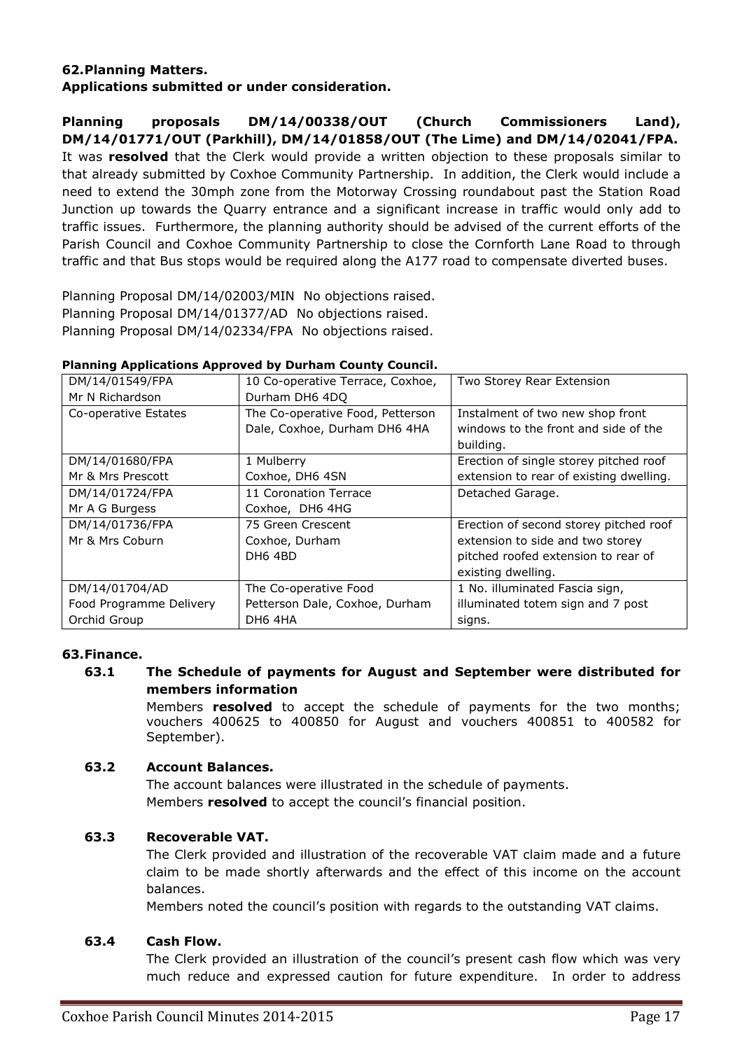### 62. Planning Matters.

**Applications submitted or under consideration.**

**Planning proposals DM/14/00338/OUT (Church Commissioners Land), DM/14/01771/OUT (Parkhill), DM/14/01858/OUT (The Lime) and DM/14/02041/FPA.** It was **resolved** that the Clerk would provide a written objection to these proposals similar to that already submitted by Coxhoe Community Partnership. In addition, the Clerk would include a need to extend the 30mph zone from the Motorway Crossing roundabout past the Station Road Junction up towards the Quarry entrance and a significant increase in traffic would only add to traffic issues. Furthermore, the planning authority should be advised of the current efforts of the Parish Council and Coxhoe Community Partnership to close the Cornforth Lane Road to through traffic and that Bus stops would be required along the A177 road to compensate diverted buses.

Planning Proposal DM/14/02003/MIN No objections raised.
Planning Proposal DM/14/01377/AD No objections raised.
Planning Proposal DM/14/02334/FPA No objections raised.

**Planning Applications Approved by Durham County Council.**

| | | |
|---|---|---|
| DM/14/01549/FPA<br>Mr N Richardson | 10 Co-operative Terrace, Coxhoe, Durham DH6 4DQ | Two Storey Rear Extension |
| Co-operative Estates | The Co-operative Food, Petterson Dale, Coxhoe, Durham DH6 4HA | Instalment of two new shop front windows to the front and side of the building. |
| DM/14/01680/FPA<br>Mr & Mrs Prescott | 1 Mulberry<br>Coxhoe, DH6 4SN | Erection of single storey pitched roof extension to rear of existing dwelling. |
| DM/14/01724/FPA<br>Mr A G Burgess | 11 Coronation Terrace<br>Coxhoe, DH6 4HG | Detached Garage. |
| DM/14/01736/FPA<br>Mr & Mrs Coburn | 75 Green Crescent<br>Coxhoe, Durham<br>DH6 4BD | Erection of second storey pitched roof extension to side and two storey pitched roofed extension to rear of existing dwelling. |
| DM/14/01704/AD<br>Food Programme Delivery Orchid Group | The Co-operative Food<br>Petterson Dale, Coxhoe, Durham DH6 4HA | 1 No. illuminated Fascia sign, illuminated totem sign and 7 post signs. |

### 63. Finance.

**63.1 The Schedule of payments for August and September were distributed for members information**

Members **resolved** to accept the schedule of payments for the two months; vouchers 400625 to 400850 for August and vouchers 400851 to 400582 for September).

**63.2 Account Balances.**

The account balances were illustrated in the schedule of payments.
Members **resolved** to accept the council's financial position.

**63.3 Recoverable VAT.**

The Clerk provided and illustration of the recoverable VAT claim made and a future claim to be made shortly afterwards and the effect of this income on the account balances.

Members noted the council's position with regards to the outstanding VAT claims.

**63.4 Cash Flow.**

The Clerk provided an illustration of the council's present cash flow which was very much reduce and expressed caution for future expenditure. In order to address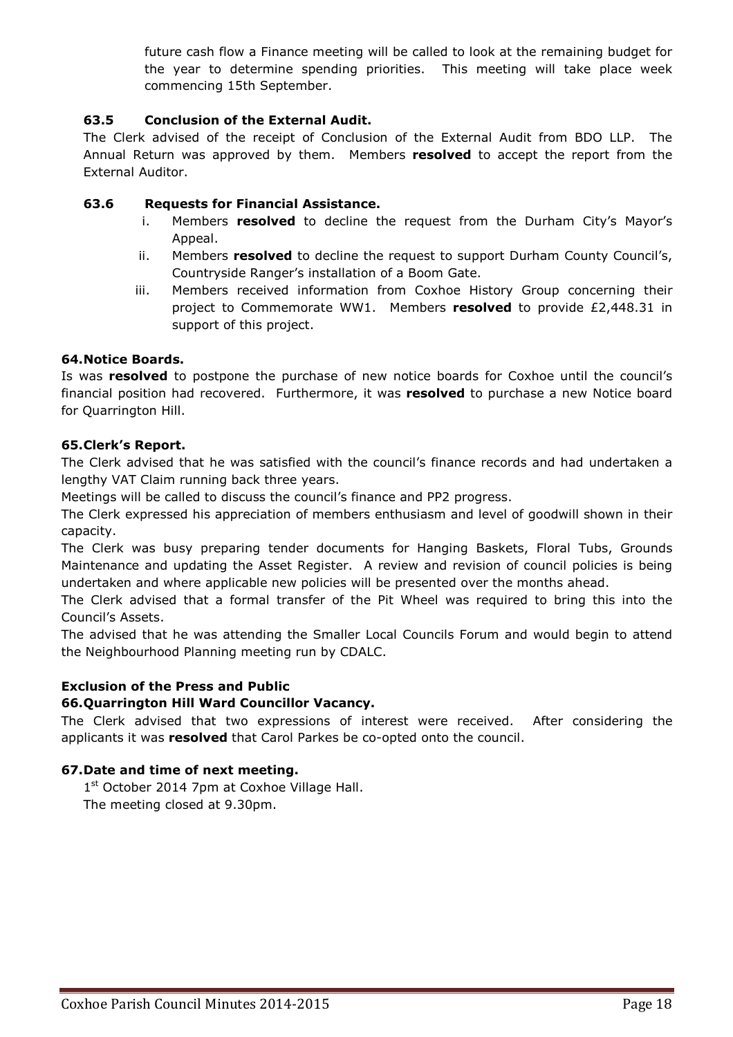future cash flow a Finance meeting will be called to look at the remaining budget for the year to determine spending priorities. This meeting will take place week commencing 15th September.

### 63.5 Conclusion of the External Audit.

The Clerk advised of the receipt of Conclusion of the External Audit from BDO LLP. The Annual Return was approved by them. Members **resolved** to accept the report from the External Auditor.

### 63.6 Requests for Financial Assistance.

i. Members **resolved** to decline the request from the Durham City's Mayor's Appeal.
ii. Members **resolved** to decline the request to support Durham County Council's, Countryside Ranger's installation of a Boom Gate.
iii. Members received information from Coxhoe History Group concerning their project to Commemorate WW1. Members **resolved** to provide £2,448.31 in support of this project.

### 64. Notice Boards.

Is was **resolved** to postpone the purchase of new notice boards for Coxhoe until the council's financial position had recovered. Furthermore, it was **resolved** to purchase a new Notice board for Quarrington Hill.

### 65. Clerk's Report.

The Clerk advised that he was satisfied with the council's finance records and had undertaken a lengthy VAT Claim running back three years.

Meetings will be called to discuss the council's finance and PP2 progress.

The Clerk expressed his appreciation of members enthusiasm and level of goodwill shown in their capacity.

The Clerk was busy preparing tender documents for Hanging Baskets, Floral Tubs, Grounds Maintenance and updating the Asset Register. A review and revision of council policies is being undertaken and where applicable new policies will be presented over the months ahead.

The Clerk advised that a formal transfer of the Pit Wheel was required to bring this into the Council's Assets.

The advised that he was attending the Smaller Local Councils Forum and would begin to attend the Neighbourhood Planning meeting run by CDALC.

### Exclusion of the Press and Public

### 66. Quarrington Hill Ward Councillor Vacancy.

The Clerk advised that two expressions of interest were received. After considering the applicants it was **resolved** that Carol Parkes be co-opted onto the council.

### 67. Date and time of next meeting.

1st October 2014 7pm at Coxhoe Village Hall.
The meeting closed at 9.30pm.